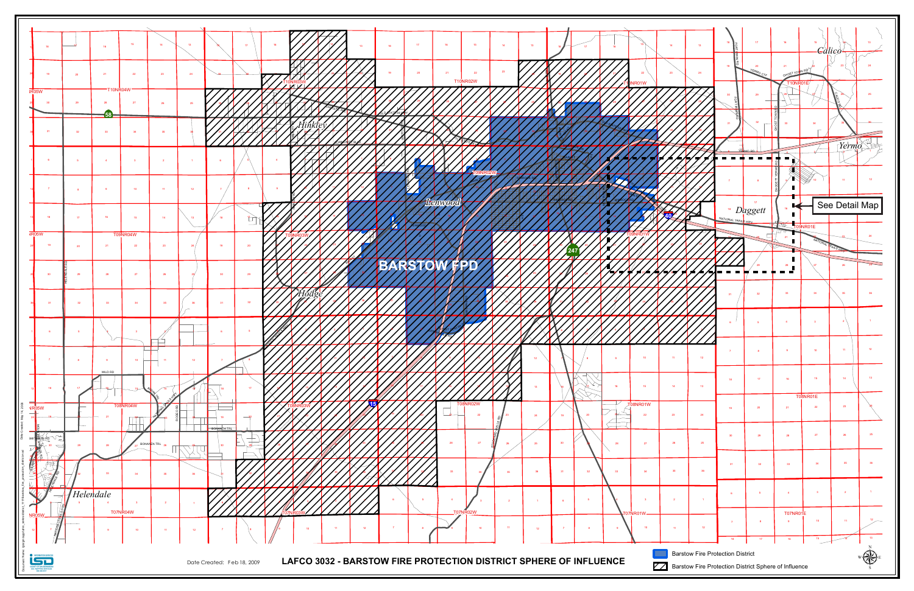# LAFCO 3032 - BARSTOW FIRE PROTECTION DISTRICT SPHERE OF INFLUENCE

Date Created: Feb 18, 2009

BARSTOW FPD

Calico

Yermo

Daggett

Lenwood

Hinkley

Hodge

Helendale

See Detail Map

T10NR04W, T10NR03W, T10NR02W, T10NR01W, T10NR01E

T09NR04W, T09NR03W, T09NR02W, T09NR01W, T09NR01E

T08NR04W, T08NR03W, T08NR02W, T08NR01W, T08NR01E

T07NR04W, T07NR03W, T07NR02W, T07NR01W, T07NR01E

Legend:

- Barstow Fire Protection District
- Barstow Fire Protection District Sphere of Influence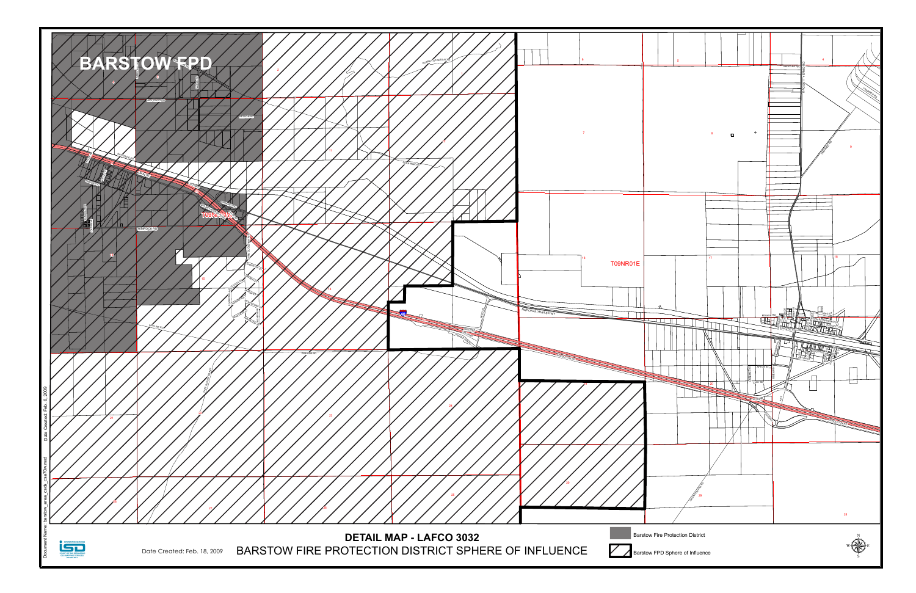# BARSTOW FPD

T09NR01W

T09NR01E

NATIONAL TRAILS HWY

**DETAIL MAP - LAFCO 3032**

BARSTOW FIRE PROTECTION DISTRICT SPHERE OF INFLUENCE

Date Created: Feb. 18, 2009

Barstow Fire Protection District

Barstow FPD Sphere of Influence

Document Name: barstow_areas_csdi_csa70w.mxd Date Created: Feb. 6, 2009